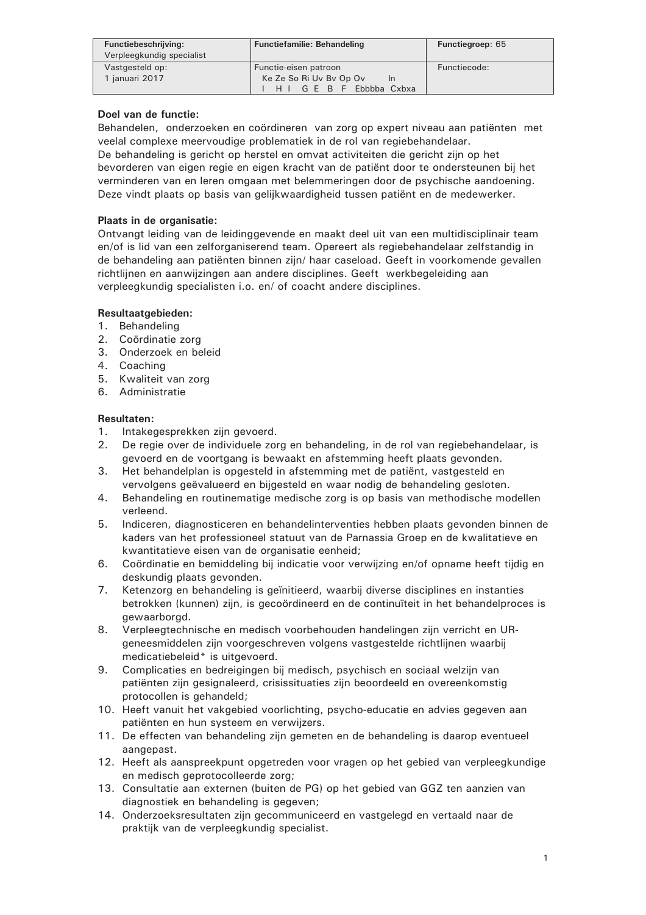| Functiebeschrijving: Verpleegkundig specialist | Functiefamilie: Behandeling | Functiegroep: 65 |
| --- | --- | --- |
| Vastgesteld op: 1 januari 2017 | Functie-eisen patroon<br>Ke Ze So Ri Uv Bv Op Ov In<br>I H I G E B F Ebbbba Cxbxa | Functiecode: |

**Doel van de functie:**
Behandelen, onderzoeken en coördineren van zorg op expert niveau aan patiënten met veelal complexe meervoudige problematiek in de rol van regiebehandelaar.
De behandeling is gericht op herstel en omvat activiteiten die gericht zijn op het bevorderen van eigen regie en eigen kracht van de patiënt door te ondersteunen bij het verminderen van en leren omgaan met belemmeringen door de psychische aandoening. Deze vindt plaats op basis van gelijkwaardigheid tussen patiënt en de medewerker.

**Plaats in de organisatie:**
Ontvangt leiding van de leidinggevende en maakt deel uit van een multidisciplinair team en/of is lid van een zelforganiserend team. Opereert als regiebehandelaar zelfstandig in de behandeling aan patiënten binnen zijn/ haar caseload. Geeft in voorkomende gevallen richtlijnen en aanwijzingen aan andere disciplines. Geeft werkbegeleiding aan verpleegkundig specialisten i.o. en/ of coacht andere disciplines.

**Resultaatgebieden:**
1. Behandeling
2. Coördinatie zorg
3. Onderzoek en beleid
4. Coaching
5. Kwaliteit van zorg
6. Administratie

**Resultaten:**
1. Intakegesprekken zijn gevoerd.
2. De regie over de individuele zorg en behandeling, in de rol van regiebehandelaar, is gevoerd en de voortgang is bewaakt en afstemming heeft plaats gevonden.
3. Het behandelplan is opgesteld in afstemming met de patiënt, vastgesteld en vervolgens geëvalueerd en bijgesteld en waar nodig de behandeling gesloten.
4. Behandeling en routinematige medische zorg is op basis van methodische modellen verleend.
5. Indiceren, diagnosticeren en behandelinterventies hebben plaats gevonden binnen de kaders van het professioneel statuut van de Parnassia Groep en de kwalitatieve en kwantitatieve eisen van de organisatie eenheid;
6. Coördinatie en bemiddeling bij indicatie voor verwijzing en/of opname heeft tijdig en deskundig plaats gevonden.
7. Ketenzorg en behandeling is geïnitieerd, waarbij diverse disciplines en instanties betrokken (kunnen) zijn, is gecoördineerd en de continuïteit in het behandelproces is gewaarborgd.
8. Verpleegtechnische en medisch voorbehouden handelingen zijn verricht en UR-geneesmiddelen zijn voorgeschreven volgens vastgestelde richtlijnen waarbij medicatiebeleid* is uitgevoerd.
9. Complicaties en bedreigingen bij medisch, psychisch en sociaal welzijn van patiënten zijn gesignaleerd, crisissituaties zijn beoordeeld en overeenkomstig protocollen is gehandeld;
10. Heeft vanuit het vakgebied voorlichting, psycho-educatie en advies gegeven aan patiënten en hun systeem en verwijzers.
11. De effecten van behandeling zijn gemeten en de behandeling is daarop eventueel aangepast.
12. Heeft als aanspreekpunt opgetreden voor vragen op het gebied van verpleegkundige en medisch geprotocolleerde zorg;
13. Consultatie aan externen (buiten de PG) op het gebied van GGZ ten aanzien van diagnostiek en behandeling is gegeven;
14. Onderzoeksresultaten zijn gecommuniceerd en vastgelegd en vertaald naar de praktijk van de verpleegkundig specialist.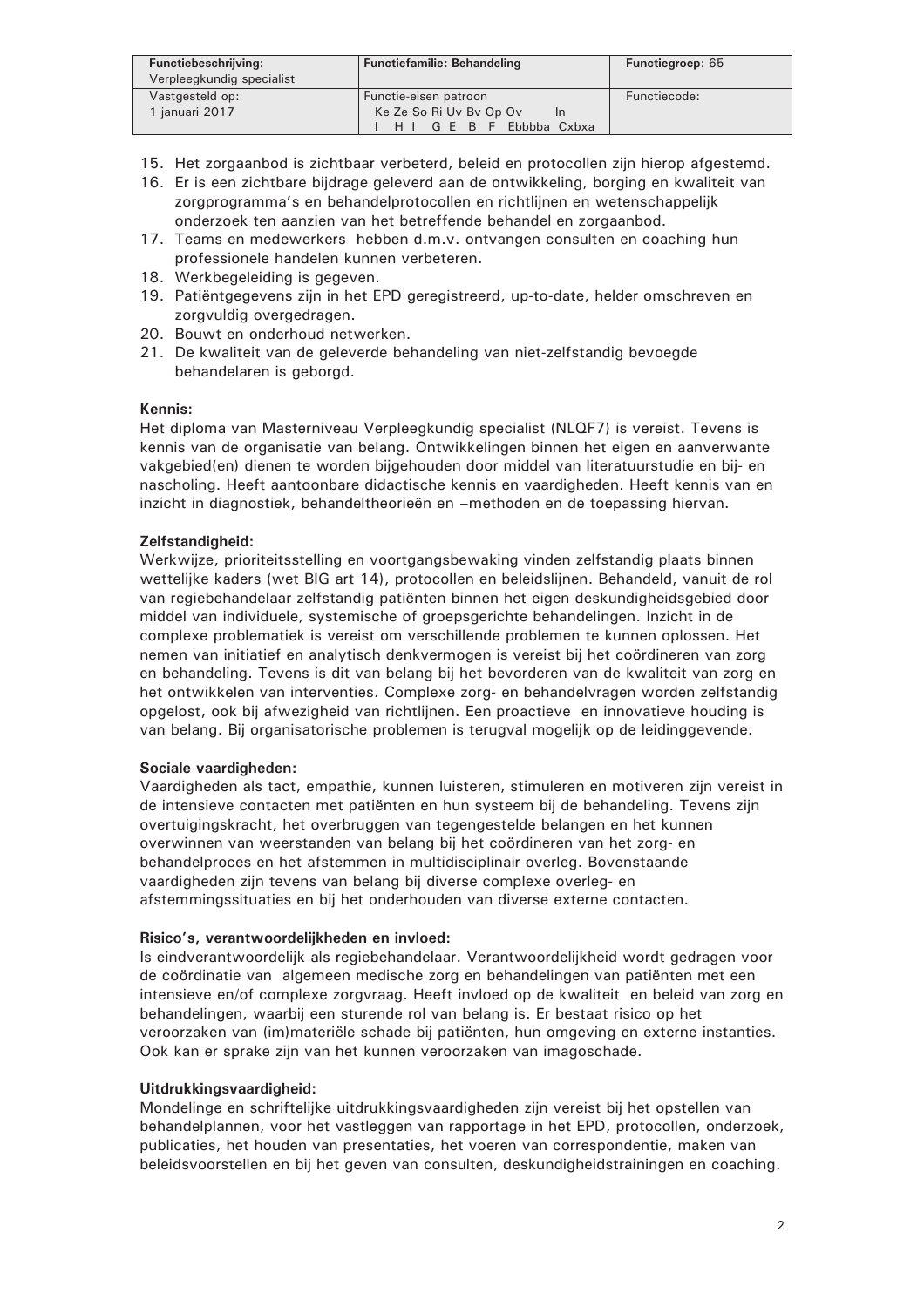15. Het zorgaanbod is zichtbaar verbeterd, beleid en protocollen zijn hierop afgestemd.
16. Er is een zichtbare bijdrage geleverd aan de ontwikkeling, borging en kwaliteit van zorgprogramma's en behandelprotocollen en richtlijnen en wetenschappelijk onderzoek ten aanzien van het betreffende behandel en zorgaanbod.
17. Teams en medewerkers hebben d.m.v. ontvangen consulten en coaching hun professionele handelen kunnen verbeteren.
18. Werkbegeleiding is gegeven.
19. Patiëntgegevens zijn in het EPD geregistreerd, up-to-date, helder omschreven en zorgvuldig overgedragen.
20. Bouwt en onderhoud netwerken.
21. De kwaliteit van de geleverde behandeling van niet-zelfstandig bevoegde behandelaren is geborgd.

**Kennis:**
Het diploma van Masterniveau Verpleegkundig specialist (NLQF7) is vereist. Tevens is kennis van de organisatie van belang. Ontwikkelingen binnen het eigen en aanverwante vakgebied(en) dienen te worden bijgehouden door middel van literatuurstudie en bij- en nascholing. Heeft aantoonbare didactische kennis en vaardigheden. Heeft kennis van en inzicht in diagnostiek, behandeltheorieën en –methoden en de toepassing hiervan.

**Zelfstandigheid:**
Werkwijze, prioriteitsstelling en voortgangsbewaking vinden zelfstandig plaats binnen wettelijke kaders (wet BIG art 14), protocollen en beleidslijnen. Behandeld, vanuit de rol van regiebehandelaar zelfstandig patiënten binnen het eigen deskundigheidsgebied door middel van individuele, systemische of groepsgerichte behandelingen. Inzicht in de complexe problematiek is vereist om verschillende problemen te kunnen oplossen. Het nemen van initiatief en analytisch denkvermogen is vereist bij het coördineren van zorg en behandeling. Tevens is dit van belang bij het bevorderen van de kwaliteit van zorg en het ontwikkelen van interventies. Complexe zorg- en behandelvragen worden zelfstandig opgelost, ook bij afwezigheid van richtlijnen. Een proactieve en innovatieve houding is van belang. Bij organisatorische problemen is terugval mogelijk op de leidinggevende.

**Sociale vaardigheden:**
Vaardigheden als tact, empathie, kunnen luisteren, stimuleren en motiveren zijn vereist in de intensieve contacten met patiënten en hun systeem bij de behandeling. Tevens zijn overtuigingskracht, het overbruggen van tegengestelde belangen en het kunnen overwinnen van weerstanden van belang bij het coördineren van het zorg- en behandelproces en het afstemmen in multidisciplinair overleg. Bovenstaande vaardigheden zijn tevens van belang bij diverse complexe overleg- en afstemmingssituaties en bij het onderhouden van diverse externe contacten.

**Risico's, verantwoordelijkheden en invloed:**
Is eindverantwoordelijk als regiebehandelaar. Verantwoordelijkheid wordt gedragen voor de coördinatie van algemeen medische zorg en behandelingen van patiënten met een intensieve en/of complexe zorgvraag. Heeft invloed op de kwaliteit en beleid van zorg en behandelingen, waarbij een sturende rol van belang is. Er bestaat risico op het veroorzaken van (im)materiële schade bij patiënten, hun omgeving en externe instanties. Ook kan er sprake zijn van het kunnen veroorzaken van imagoschade.

**Uitdrukkingsvaardigheid:**
Mondelinge en schriftelijke uitdrukkingsvaardigheden zijn vereist bij het opstellen van behandelplannen, voor het vastleggen van rapportage in het EPD, protocollen, onderzoek, publicaties, het houden van presentaties, het voeren van correspondentie, maken van beleidsvoorstellen en bij het geven van consulten, deskundigheidstrainingen en coaching.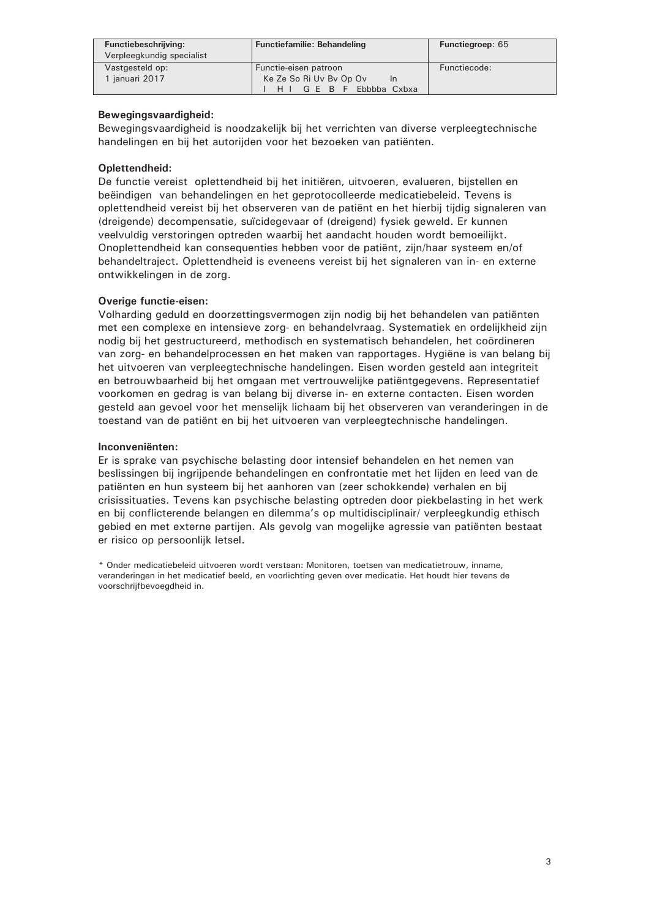| Functiebeschrijving: Verpleegkundig specialist | Functiefamilie: Behandeling | Functiegroep: 65 |
|---|---|---|
| Vastgesteld op: 1 januari 2017 | Functie-eisen patroon<br>Ke Ze So Ri Uv Bv Op Ov In<br>I H I G E B F Ebbbba Cxbxa | Functiecode: |

**Bewegingsvaardigheid:**
Bewegingsvaardigheid is noodzakelijk bij het verrichten van diverse verpleegtechnische handelingen en bij het autorijden voor het bezoeken van patiënten.

**Oplettendheid:**
De functie vereist oplettendheid bij het initiëren, uitvoeren, evalueren, bijstellen en beëindigen van behandelingen en het geprotocolleerde medicatiebeleid. Tevens is oplettendheid vereist bij het observeren van de patiënt en het hierbij tijdig signaleren van (dreigende) decompensatie, suïcidegevaar of (dreigend) fysiek geweld. Er kunnen veelvuldig verstoringen optreden waarbij het aandacht houden wordt bemoeilijkt. Onoplettendheid kan consequenties hebben voor de patiënt, zijn/haar systeem en/of behandeltraject. Oplettendheid is eveneens vereist bij het signaleren van in- en externe ontwikkelingen in de zorg.

**Overige functie-eisen:**
Volharding geduld en doorzettingsvermogen zijn nodig bij het behandelen van patiënten met een complexe en intensieve zorg- en behandelvraag. Systematiek en ordelijkheid zijn nodig bij het gestructureerd, methodisch en systematisch behandelen, het coördineren van zorg- en behandelprocessen en het maken van rapportages. Hygiëne is van belang bij het uitvoeren van verpleegtechnische handelingen. Eisen worden gesteld aan integriteit en betrouwbaarheid bij het omgaan met vertrouwelijke patiëntgegevens. Representatief voorkomen en gedrag is van belang bij diverse in- en externe contacten. Eisen worden gesteld aan gevoel voor het menselijk lichaam bij het observeren van veranderingen in de toestand van de patiënt en bij het uitvoeren van verpleegtechnische handelingen.

**Inconveniënten:**
Er is sprake van psychische belasting door intensief behandelen en het nemen van beslissingen bij ingrijpende behandelingen en confrontatie met het lijden en leed van de patiënten en hun systeem bij het aanhoren van (zeer schokkende) verhalen en bij crisissituaties. Tevens kan psychische belasting optreden door piekbelasting in het werk en bij conflicterende belangen en dilemma's op multidisciplinair/ verpleegkundig ethisch gebied en met externe partijen. Als gevolg van mogelijke agressie van patiënten bestaat er risico op persoonlijk letsel.

* Onder medicatiebeleid uitvoeren wordt verstaan: Monitoren, toetsen van medicatietrouw, inname, veranderingen in het medicatief beeld, en voorlichting geven over medicatie. Het houdt hier tevens de voorschrijfbevoegdheid in.